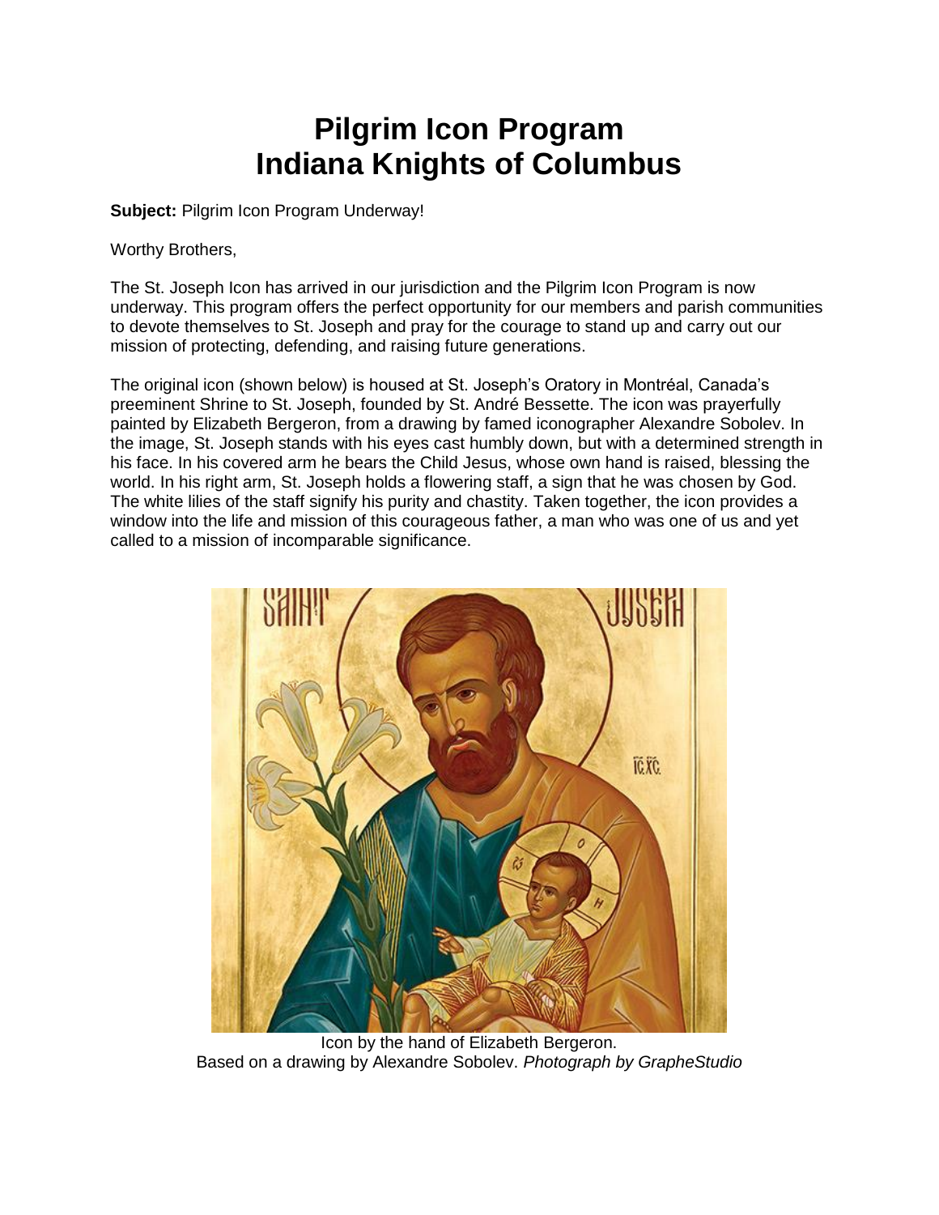# Pilgrim Icon Program
# Indiana Knights of Columbus

**Subject:** Pilgrim Icon Program Underway!

Worthy Brothers,

The St. Joseph Icon has arrived in our jurisdiction and the Pilgrim Icon Program is now underway. This program offers the perfect opportunity for our members and parish communities to devote themselves to St. Joseph and pray for the courage to stand up and carry out our mission of protecting, defending, and raising future generations.

The original icon (shown below) is housed at St. Joseph's Oratory in Montréal, Canada's preeminent Shrine to St. Joseph, founded by St. André Bessette. The icon was prayerfully painted by Elizabeth Bergeron, from a drawing by famed iconographer Alexandre Sobolev. In the image, St. Joseph stands with his eyes cast humbly down, but with a determined strength in his face. In his covered arm he bears the Child Jesus, whose own hand is raised, blessing the world. In his right arm, St. Joseph holds a flowering staff, a sign that he was chosen by God. The white lilies of the staff signify his purity and chastity. Taken together, the icon provides a window into the life and mission of this courageous father, a man who was one of us and yet called to a mission of incomparable significance.

Icon by the hand of Elizabeth Bergeron.
Based on a drawing by Alexandre Sobolev. *Photograph by GrapheStudio*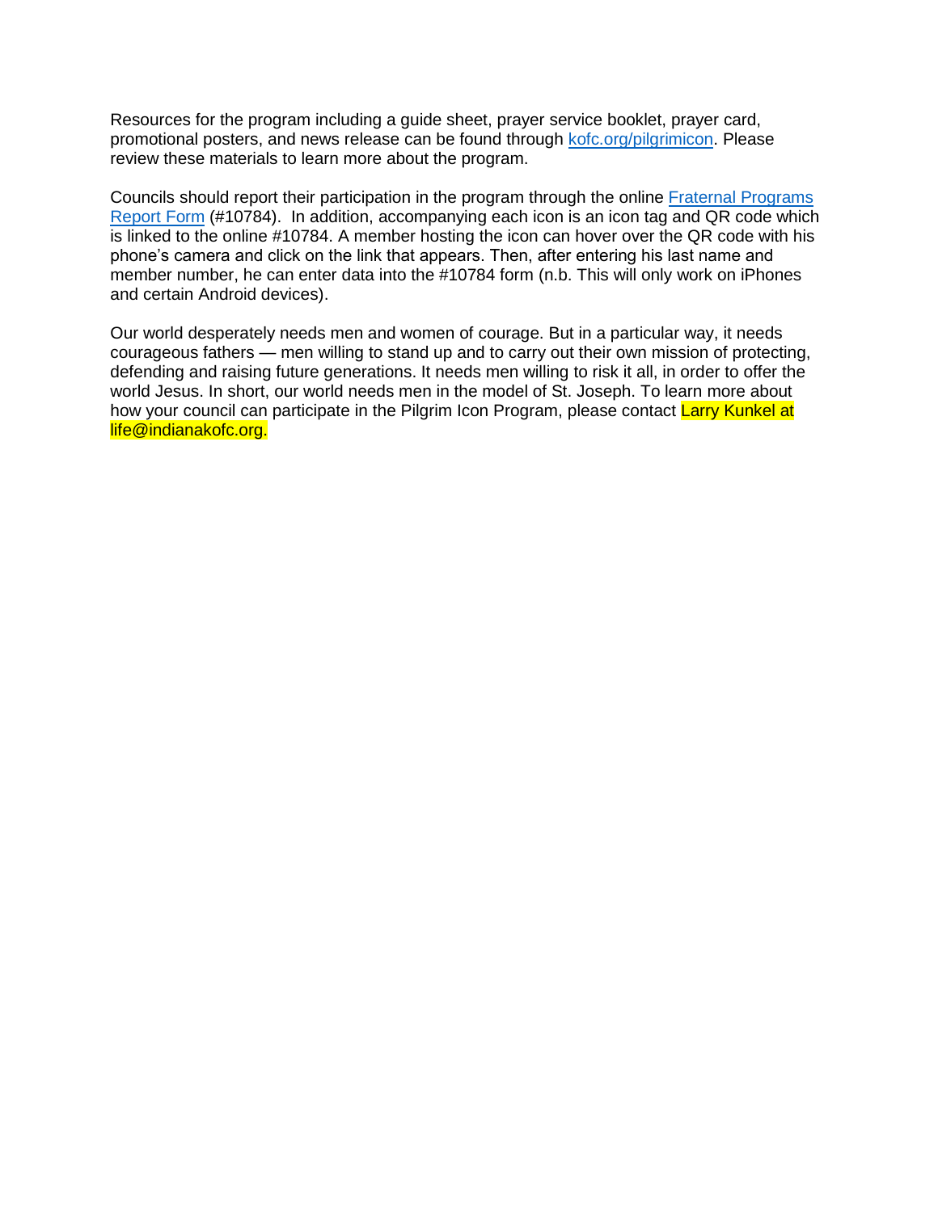Resources for the program including a guide sheet, prayer service booklet, prayer card, promotional posters, and news release can be found through [kofc.org/pilgrimicon](kofc.org/pilgrimicon). Please review these materials to learn more about the program.

Councils should report their participation in the program through the online [Fraternal Programs Report Form](#) (#10784).  In addition, accompanying each icon is an icon tag and QR code which is linked to the online #10784. A member hosting the icon can hover over the QR code with his phone's camera and click on the link that appears. Then, after entering his last name and member number, he can enter data into the #10784 form (n.b. This will only work on iPhones and certain Android devices).

Our world desperately needs men and women of courage. But in a particular way, it needs courageous fathers — men willing to stand up and to carry out their own mission of protecting, defending and raising future generations. It needs men willing to risk it all, in order to offer the world Jesus. In short, our world needs men in the model of St. Joseph. To learn more about how your council can participate in the Pilgrim Icon Program, please contact Larry Kunkel at life@indianakofc.org.